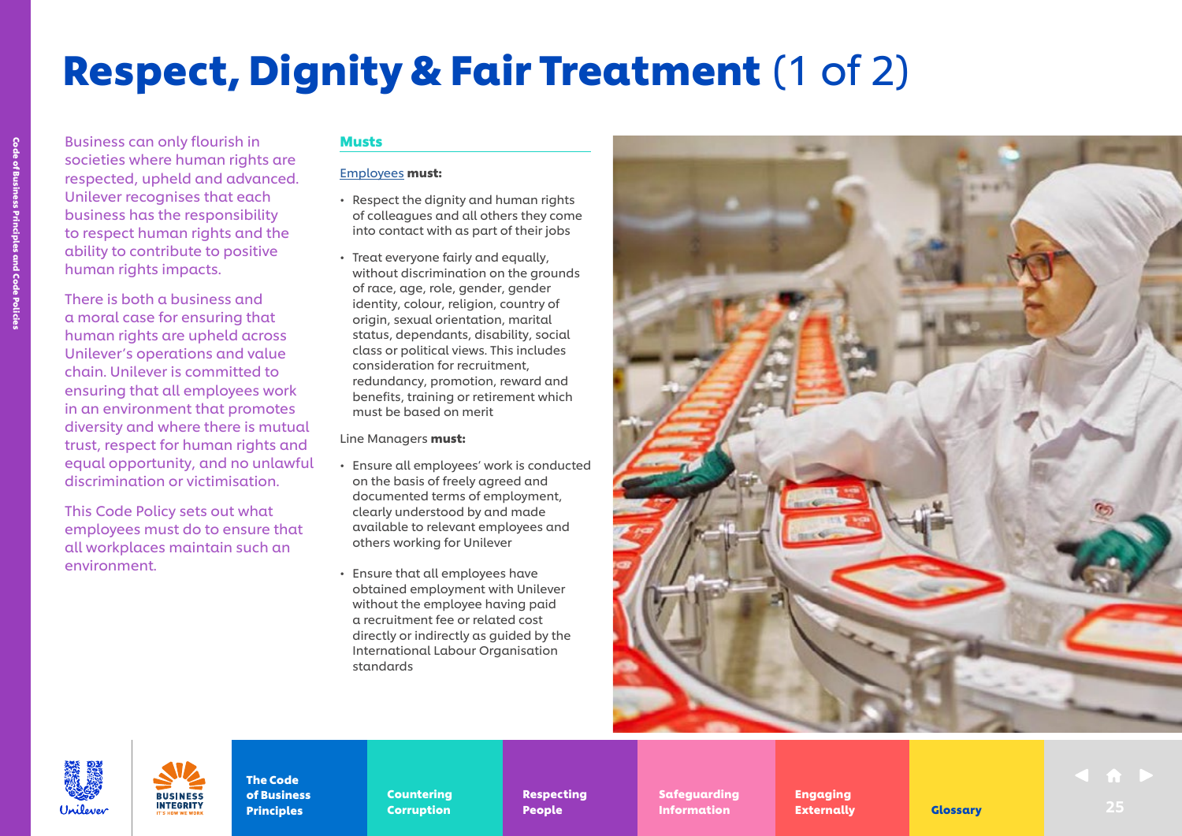# Respect, Dignity & Fair Treatment (1 of 2)

Business can only flourish in societies where human rights are respected, upheld and advanced. Unilever recognises that each business has the responsibility to respect human rights and the ability to contribute to positive human rights impacts.

There is both a business and a moral case for ensuring that human rights are upheld across Unilever's operations and value chain. Unilever is committed to ensuring that all employees work in an environment that promotes diversity and where there is mutual trust, respect for human rights and equal opportunity, and no unlawful discrimination or victimisation.

This Code Policy sets out what employees must do to ensure that all workplaces maintain such an environment.

## Musts

Employees **must:**

- Respect the dignity and human rights of colleagues and all others they come into contact with as part of their jobs
- Treat everyone fairly and equally, without discrimination on the grounds of race, age, role, gender, gender identity, colour, religion, country of origin, sexual orientation, marital status, dependants, disability, social class or political views. This includes consideration for recruitment, redundancy, promotion, reward and benefits, training or retirement which must be based on merit

Line Managers **must:**

- Ensure all employees' work is conducted on the basis of freely agreed and documented terms of employment, clearly understood by and made available to relevant employees and others working for Unilever
- Ensure that all employees have obtained employment with Unilever without the employee having paid a recruitment fee or related cost directly or indirectly as guided by the International Labour Organisation standards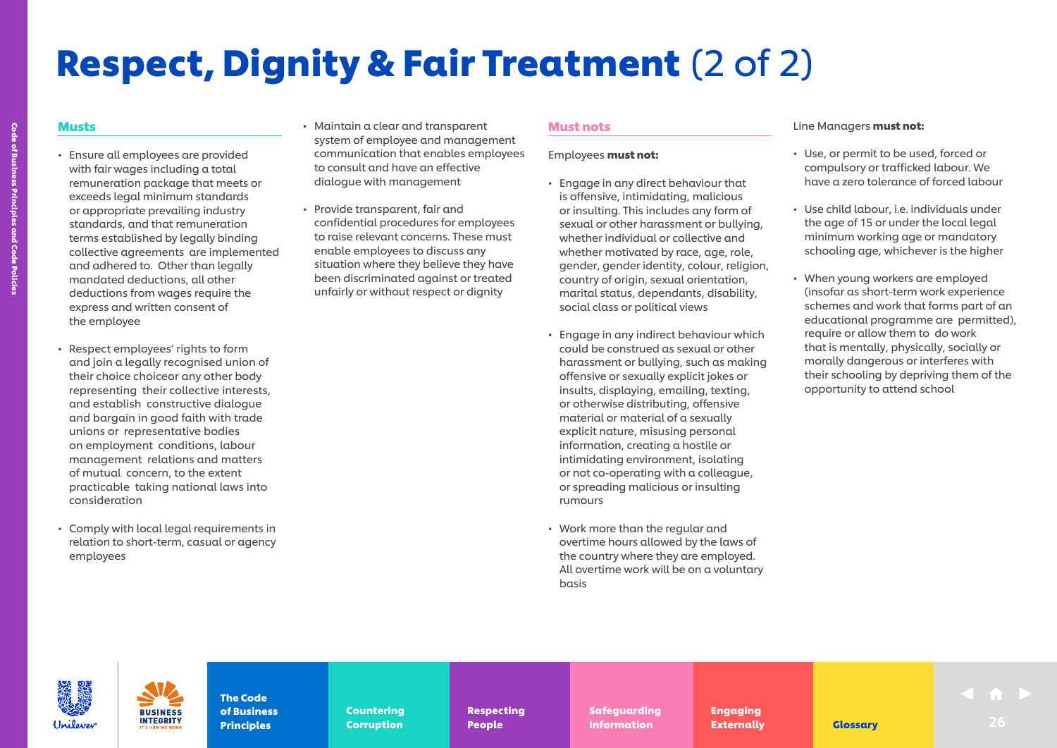# Respect, Dignity & Fair Treatment (2 of 2)

## Musts

- Ensure all employees are provided with fair wages including a total remuneration package that meets or exceeds legal minimum standards or appropriate prevailing industry standards, and that remuneration terms established by legally binding collective agreements are implemented and adhered to. Other than legally mandated deductions, all other deductions from wages require the express and written consent of the employee

- Respect employees' rights to form and join a legally recognised union of their choice or any other body representing their collective interests, and establish constructive dialogue and bargain in good faith with trade unions or representative bodies on employment conditions, labour management relations and matters of mutual concern, to the extent practicable taking national laws into consideration

- Comply with local legal requirements in relation to short-term, casual or agency employees

- Maintain a clear and transparent system of employee and management communication that enables employees to consult and have an effective dialogue with management

- Provide transparent, fair and confidential procedures for employees to raise relevant concerns. These must enable employees to discuss any situation where they believe they have been discriminated against or treated unfairly or without respect or dignity

## Must nots

Employees **must not:**

- Engage in any direct behaviour that is offensive, intimidating, malicious or insulting. This includes any form of sexual or other harassment or bullying, whether individual or collective and whether motivated by race, age, role, gender, gender identity, colour, religion, country of origin, sexual orientation, marital status, dependants, disability, social class or political views

- Engage in any indirect behaviour which could be construed as sexual or other harassment or bullying, such as making offensive or sexually explicit jokes or insults, displaying, emailing, texting, or otherwise distributing, offensive material or material of a sexually explicit nature, misusing personal information, creating a hostile or intimidating environment, isolating or not co-operating with a colleague, or spreading malicious or insulting rumours

- Work more than the regular and overtime hours allowed by the laws of the country where they are employed. All overtime work will be on a voluntary basis

Line Managers **must not:**

- Use, or permit to be used, forced or compulsory or trafficked labour. We have a zero tolerance of forced labour

- Use child labour, i.e. individuals under the age of 15 or under the local legal minimum working age or mandatory schooling age, whichever is the higher

- When young workers are employed (insofar as short-term work experience schemes and work that forms part of an educational programme are permitted), require or allow them to do work that is mentally, physically, socially or morally dangerous or interferes with their schooling by depriving them of the opportunity to attend school